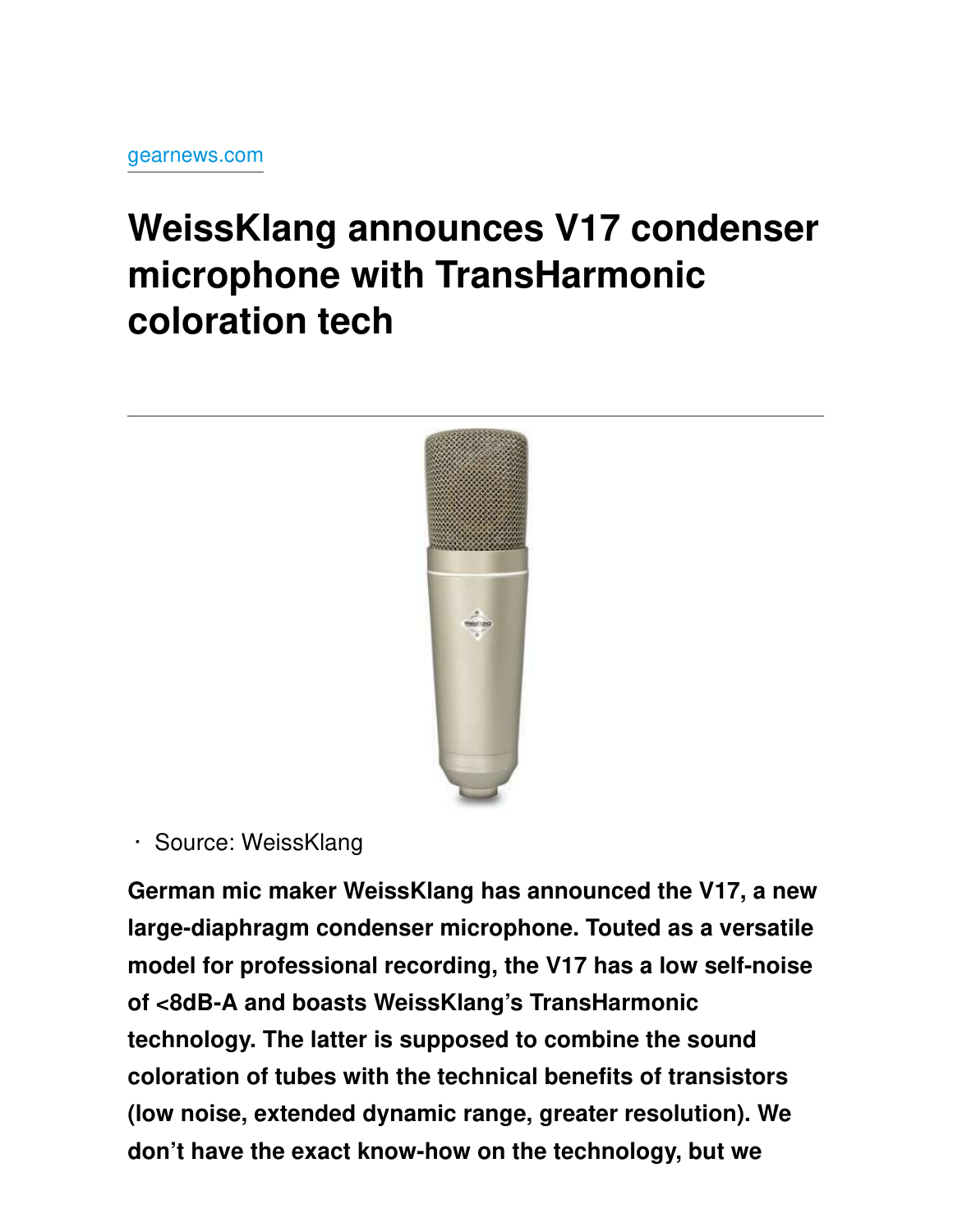gearnews.com

# WeissKlang announces V17 condenser microphone with TransHarmonic coloration tech

- Source: WeissKlang

**German mic maker WeissKlang has announced the V17, a new large-diaphragm condenser microphone. Touted as a versatile model for professional recording, the V17 has a low self-noise of <8dB-A and boasts WeissKlang's TransHarmonic technology. The latter is supposed to combine the sound coloration of tubes with the technical benefits of transistors (low noise, extended dynamic range, greater resolution). We don't have the exact know-how on the technology, but we**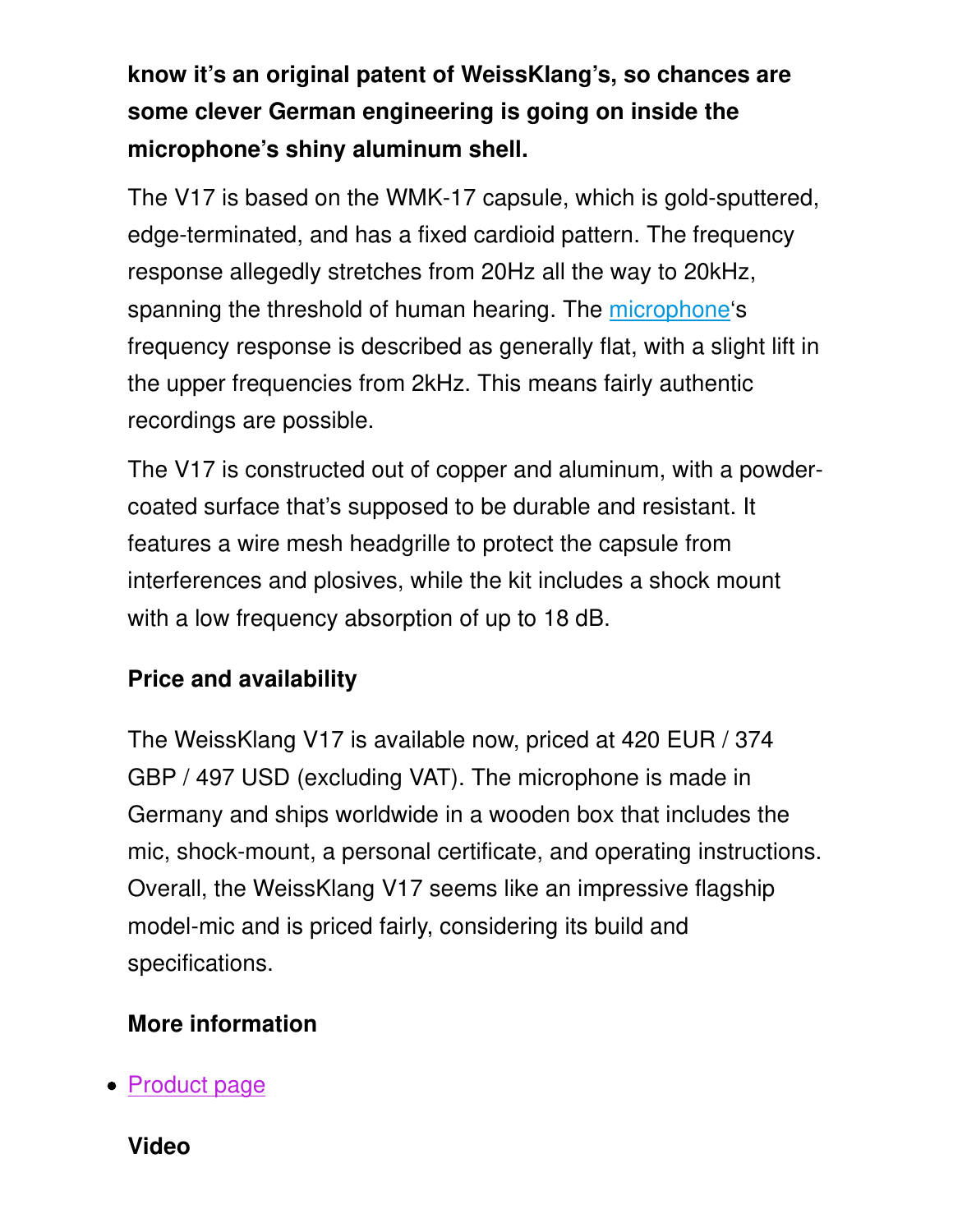**know it's an original patent of WeissKlang's, so chances are some clever German engineering is going on inside the microphone's shiny aluminum shell.**

The V17 is based on the WMK-17 capsule, which is gold-sputtered, edge-terminated, and has a fixed cardioid pattern. The frequency response allegedly stretches from 20Hz all the way to 20kHz, spanning the threshold of human hearing. The microphone's frequency response is described as generally flat, with a slight lift in the upper frequencies from 2kHz. This means fairly authentic recordings are possible.

The V17 is constructed out of copper and aluminum, with a powder-coated surface that's supposed to be durable and resistant. It features a wire mesh headgrille to protect the capsule from interferences and plosives, while the kit includes a shock mount with a low frequency absorption of up to 18 dB.

### Price and availability

The WeissKlang V17 is available now, priced at 420 EUR / 374 GBP / 497 USD (excluding VAT). The microphone is made in Germany and ships worldwide in a wooden box that includes the mic, shock-mount, a personal certificate, and operating instructions. Overall, the WeissKlang V17 seems like an impressive flagship model-mic and is priced fairly, considering its build and specifications.

### More information

- Product page

### Video